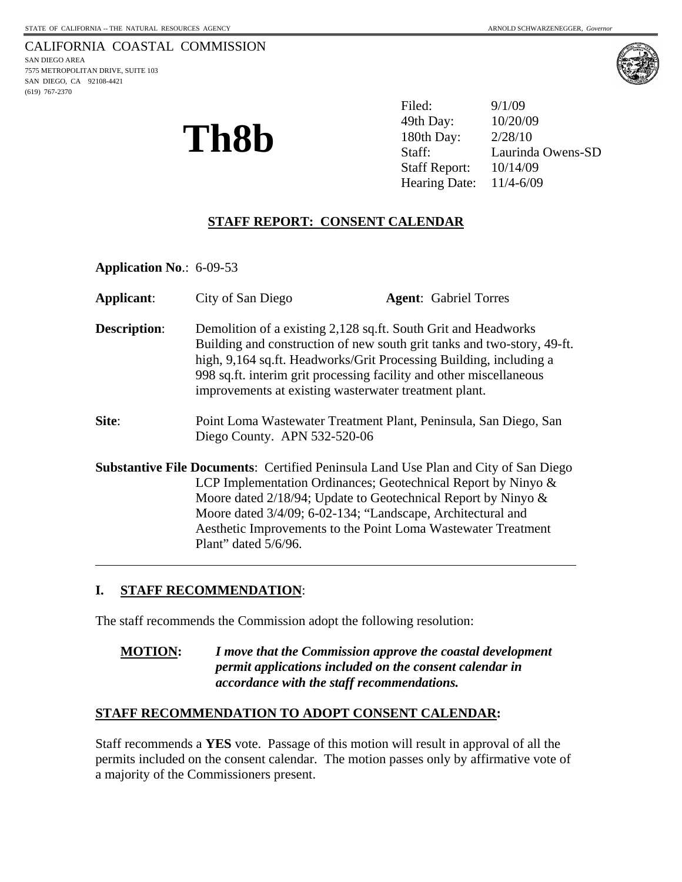STATE OF CALIFORNIA -- THE NATURAL RESOURCES AGENCY ARNOLD SCHWARZENEGGER, *Governor*

CALIFORNIA COASTAL COMMISSION
SAN DIEGO AREA
7575 METROPOLITAN DRIVE, SUITE 103
SAN DIEGO, CA 92108-4421
(619) 767-2370

# Th8b

| | |
|---|---|
| Filed: | 9/1/09 |
| 49th Day: | 10/20/09 |
| 180th Day: | 2/28/10 |
| Staff: | Laurinda Owens-SD |
| Staff Report: | 10/14/09 |
| Hearing Date: | 11/4-6/09 |

## STAFF REPORT: CONSENT CALENDAR

**Application No**.: 6-09-53

**Applicant**: City of San Diego **Agent**: Gabriel Torres

**Description**: Demolition of a existing 2,128 sq.ft. South Grit and Headworks Building and construction of new south grit tanks and two-story, 49-ft. high, 9,164 sq.ft. Headworks/Grit Processing Building, including a 998 sq.ft. interim grit processing facility and other miscellaneous improvements at existing wasterwater treatment plant.

**Site**: Point Loma Wastewater Treatment Plant, Peninsula, San Diego, San Diego County. APN 532-520-06

**Substantive File Documents**: Certified Peninsula Land Use Plan and City of San Diego LCP Implementation Ordinances; Geotechnical Report by Ninyo & Moore dated 2/18/94; Update to Geotechnical Report by Ninyo & Moore dated 3/4/09; 6-02-134; "Landscape, Architectural and Aesthetic Improvements to the Point Loma Wastewater Treatment Plant" dated 5/6/96.

---

## I. STAFF RECOMMENDATION:

The staff recommends the Commission adopt the following resolution:

**MOTION:** ***I move that the Commission approve the coastal development permit applications included on the consent calendar in accordance with the staff recommendations.***

### STAFF RECOMMENDATION TO ADOPT CONSENT CALENDAR:

Staff recommends a **YES** vote. Passage of this motion will result in approval of all the permits included on the consent calendar. The motion passes only by affirmative vote of a majority of the Commissioners present.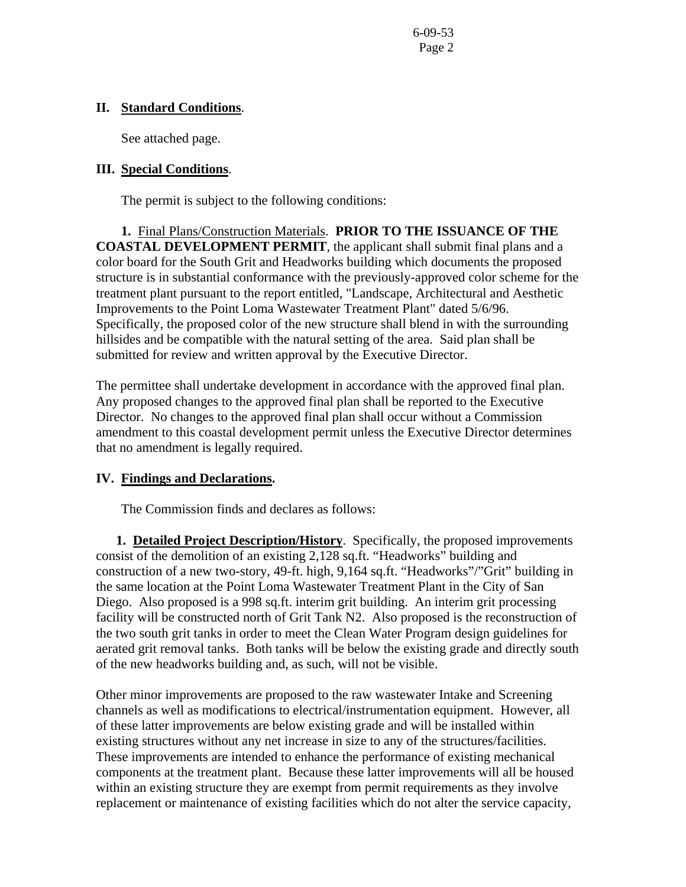## II. Standard Conditions.

See attached page.

## III. Special Conditions.

The permit is subject to the following conditions:

**1.** Final Plans/Construction Materials. **PRIOR TO THE ISSUANCE OF THE COASTAL DEVELOPMENT PERMIT**, the applicant shall submit final plans and a color board for the South Grit and Headworks building which documents the proposed structure is in substantial conformance with the previously-approved color scheme for the treatment plant pursuant to the report entitled, "Landscape, Architectural and Aesthetic Improvements to the Point Loma Wastewater Treatment Plant" dated 5/6/96. Specifically, the proposed color of the new structure shall blend in with the surrounding hillsides and be compatible with the natural setting of the area. Said plan shall be submitted for review and written approval by the Executive Director.

The permittee shall undertake development in accordance with the approved final plan. Any proposed changes to the approved final plan shall be reported to the Executive Director. No changes to the approved final plan shall occur without a Commission amendment to this coastal development permit unless the Executive Director determines that no amendment is legally required.

## IV. Findings and Declarations.

The Commission finds and declares as follows:

**1. Detailed Project Description/History**. Specifically, the proposed improvements consist of the demolition of an existing 2,128 sq.ft. "Headworks" building and construction of a new two-story, 49-ft. high, 9,164 sq.ft. "Headworks"/"Grit" building in the same location at the Point Loma Wastewater Treatment Plant in the City of San Diego. Also proposed is a 998 sq.ft. interim grit building. An interim grit processing facility will be constructed north of Grit Tank N2. Also proposed is the reconstruction of the two south grit tanks in order to meet the Clean Water Program design guidelines for aerated grit removal tanks. Both tanks will be below the existing grade and directly south of the new headworks building and, as such, will not be visible.

Other minor improvements are proposed to the raw wastewater Intake and Screening channels as well as modifications to electrical/instrumentation equipment. However, all of these latter improvements are below existing grade and will be installed within existing structures without any net increase in size to any of the structures/facilities. These improvements are intended to enhance the performance of existing mechanical components at the treatment plant. Because these latter improvements will all be housed within an existing structure they are exempt from permit requirements as they involve replacement or maintenance of existing facilities which do not alter the service capacity,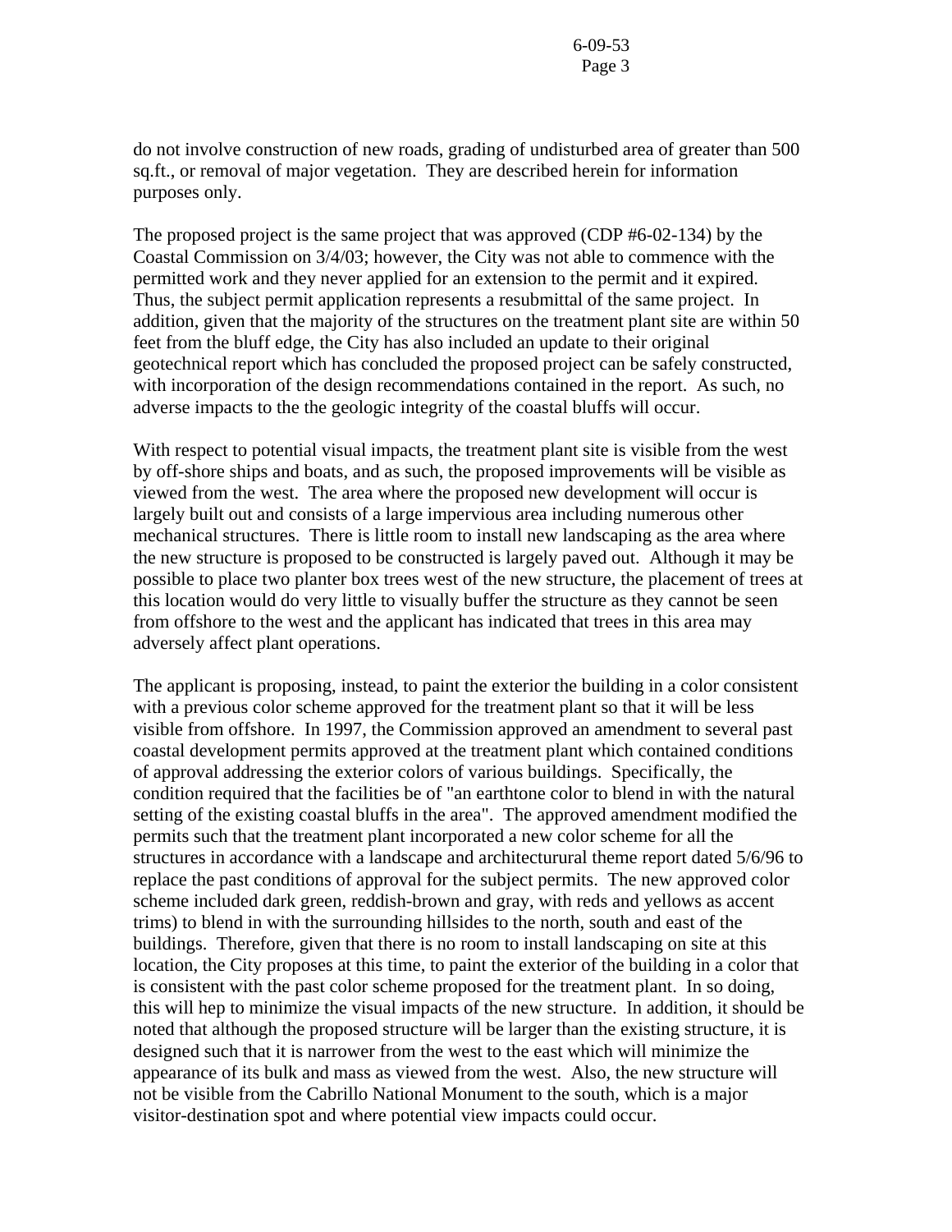do not involve construction of new roads, grading of undisturbed area of greater than 500 sq.ft., or removal of major vegetation. They are described herein for information purposes only.

The proposed project is the same project that was approved (CDP #6-02-134) by the Coastal Commission on 3/4/03; however, the City was not able to commence with the permitted work and they never applied for an extension to the permit and it expired. Thus, the subject permit application represents a resubmittal of the same project. In addition, given that the majority of the structures on the treatment plant site are within 50 feet from the bluff edge, the City has also included an update to their original geotechnical report which has concluded the proposed project can be safely constructed, with incorporation of the design recommendations contained in the report. As such, no adverse impacts to the the geologic integrity of the coastal bluffs will occur.

With respect to potential visual impacts, the treatment plant site is visible from the west by off-shore ships and boats, and as such, the proposed improvements will be visible as viewed from the west. The area where the proposed new development will occur is largely built out and consists of a large impervious area including numerous other mechanical structures. There is little room to install new landscaping as the area where the new structure is proposed to be constructed is largely paved out. Although it may be possible to place two planter box trees west of the new structure, the placement of trees at this location would do very little to visually buffer the structure as they cannot be seen from offshore to the west and the applicant has indicated that trees in this area may adversely affect plant operations.

The applicant is proposing, instead, to paint the exterior the building in a color consistent with a previous color scheme approved for the treatment plant so that it will be less visible from offshore. In 1997, the Commission approved an amendment to several past coastal development permits approved at the treatment plant which contained conditions of approval addressing the exterior colors of various buildings. Specifically, the condition required that the facilities be of "an earthtone color to blend in with the natural setting of the existing coastal bluffs in the area". The approved amendment modified the permits such that the treatment plant incorporated a new color scheme for all the structures in accordance with a landscape and architecturural theme report dated 5/6/96 to replace the past conditions of approval for the subject permits. The new approved color scheme included dark green, reddish-brown and gray, with reds and yellows as accent trims) to blend in with the surrounding hillsides to the north, south and east of the buildings. Therefore, given that there is no room to install landscaping on site at this location, the City proposes at this time, to paint the exterior of the building in a color that is consistent with the past color scheme proposed for the treatment plant. In so doing, this will hep to minimize the visual impacts of the new structure. In addition, it should be noted that although the proposed structure will be larger than the existing structure, it is designed such that it is narrower from the west to the east which will minimize the appearance of its bulk and mass as viewed from the west. Also, the new structure will not be visible from the Cabrillo National Monument to the south, which is a major visitor-destination spot and where potential view impacts could occur.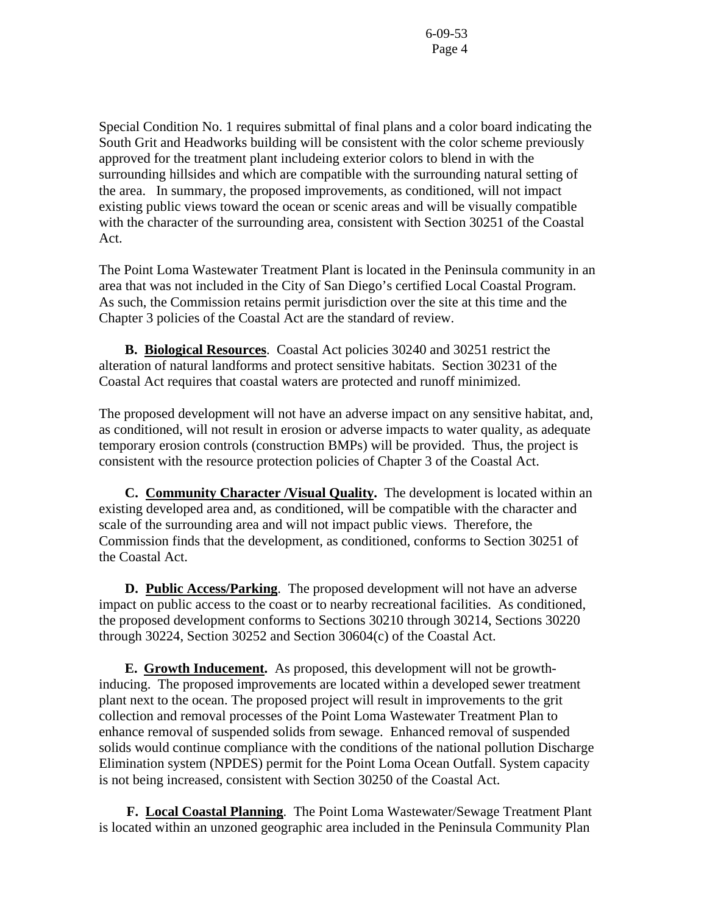Special Condition No. 1 requires submittal of final plans and a color board indicating the South Grit and Headworks building will be consistent with the color scheme previously approved for the treatment plant includeing exterior colors to blend in with the surrounding hillsides and which are compatible with the surrounding natural setting of the area. In summary, the proposed improvements, as conditioned, will not impact existing public views toward the ocean or scenic areas and will be visually compatible with the character of the surrounding area, consistent with Section 30251 of the Coastal Act.

The Point Loma Wastewater Treatment Plant is located in the Peninsula community in an area that was not included in the City of San Diego's certified Local Coastal Program. As such, the Commission retains permit jurisdiction over the site at this time and the Chapter 3 policies of the Coastal Act are the standard of review.

**B. Biological Resources**. Coastal Act policies 30240 and 30251 restrict the alteration of natural landforms and protect sensitive habitats. Section 30231 of the Coastal Act requires that coastal waters are protected and runoff minimized.

The proposed development will not have an adverse impact on any sensitive habitat, and, as conditioned, will not result in erosion or adverse impacts to water quality, as adequate temporary erosion controls (construction BMPs) will be provided. Thus, the project is consistent with the resource protection policies of Chapter 3 of the Coastal Act.

**C. Community Character /Visual Quality.** The development is located within an existing developed area and, as conditioned, will be compatible with the character and scale of the surrounding area and will not impact public views. Therefore, the Commission finds that the development, as conditioned, conforms to Section 30251 of the Coastal Act.

**D. Public Access/Parking**. The proposed development will not have an adverse impact on public access to the coast or to nearby recreational facilities. As conditioned, the proposed development conforms to Sections 30210 through 30214, Sections 30220 through 30224, Section 30252 and Section 30604(c) of the Coastal Act.

**E. Growth Inducement.** As proposed, this development will not be growth-inducing. The proposed improvements are located within a developed sewer treatment plant next to the ocean. The proposed project will result in improvements to the grit collection and removal processes of the Point Loma Wastewater Treatment Plan to enhance removal of suspended solids from sewage. Enhanced removal of suspended solids would continue compliance with the conditions of the national pollution Discharge Elimination system (NPDES) permit for the Point Loma Ocean Outfall. System capacity is not being increased, consistent with Section 30250 of the Coastal Act.

**F. Local Coastal Planning**. The Point Loma Wastewater/Sewage Treatment Plant is located within an unzoned geographic area included in the Peninsula Community Plan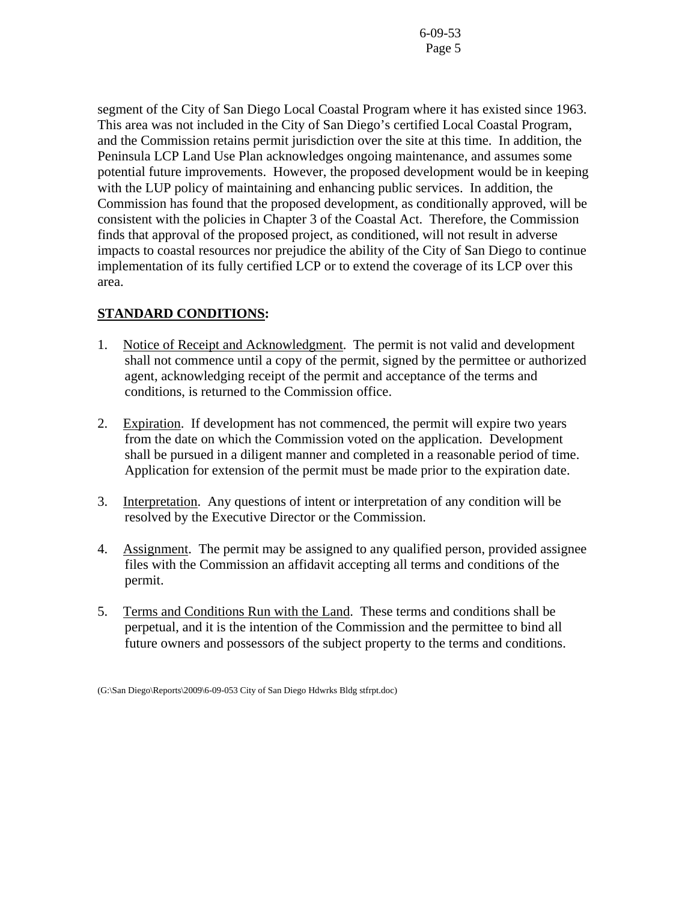segment of the City of San Diego Local Coastal Program where it has existed since 1963. This area was not included in the City of San Diego's certified Local Coastal Program, and the Commission retains permit jurisdiction over the site at this time. In addition, the Peninsula LCP Land Use Plan acknowledges ongoing maintenance, and assumes some potential future improvements. However, the proposed development would be in keeping with the LUP policy of maintaining and enhancing public services. In addition, the Commission has found that the proposed development, as conditionally approved, will be consistent with the policies in Chapter 3 of the Coastal Act. Therefore, the Commission finds that approval of the proposed project, as conditioned, will not result in adverse impacts to coastal resources nor prejudice the ability of the City of San Diego to continue implementation of its fully certified LCP or to extend the coverage of its LCP over this area.

**STANDARD CONDITIONS:**

1. Notice of Receipt and Acknowledgment. The permit is not valid and development shall not commence until a copy of the permit, signed by the permittee or authorized agent, acknowledging receipt of the permit and acceptance of the terms and conditions, is returned to the Commission office.

2. Expiration. If development has not commenced, the permit will expire two years from the date on which the Commission voted on the application. Development shall be pursued in a diligent manner and completed in a reasonable period of time. Application for extension of the permit must be made prior to the expiration date.

3. Interpretation. Any questions of intent or interpretation of any condition will be resolved by the Executive Director or the Commission.

4. Assignment. The permit may be assigned to any qualified person, provided assignee files with the Commission an affidavit accepting all terms and conditions of the permit.

5. Terms and Conditions Run with the Land. These terms and conditions shall be perpetual, and it is the intention of the Commission and the permittee to bind all future owners and possessors of the subject property to the terms and conditions.

(G:\San Diego\Reports\2009\6-09-053 City of San Diego Hdwrks Bldg stfrpt.doc)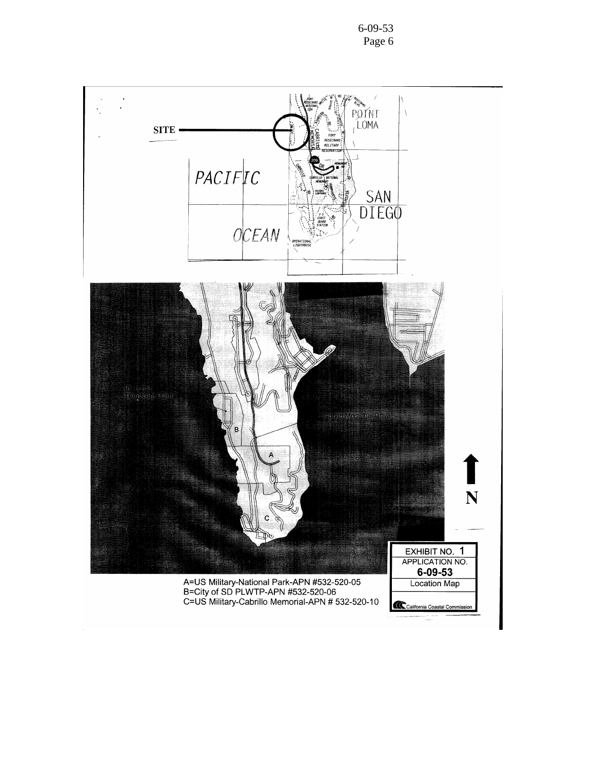SITE

PACIFIC OCEAN

POINT LOMA

SAN DIEGO

A=US Military-National Park-APN #532-520-05
B=City of SD PLWTP-APN #532-520-06
C=US Military-Cabrillo Memorial-APN # 532-520-10

EXHIBIT NO. 1
APPLICATION NO.
**6-09-53**
Location Map

California Coastal Commission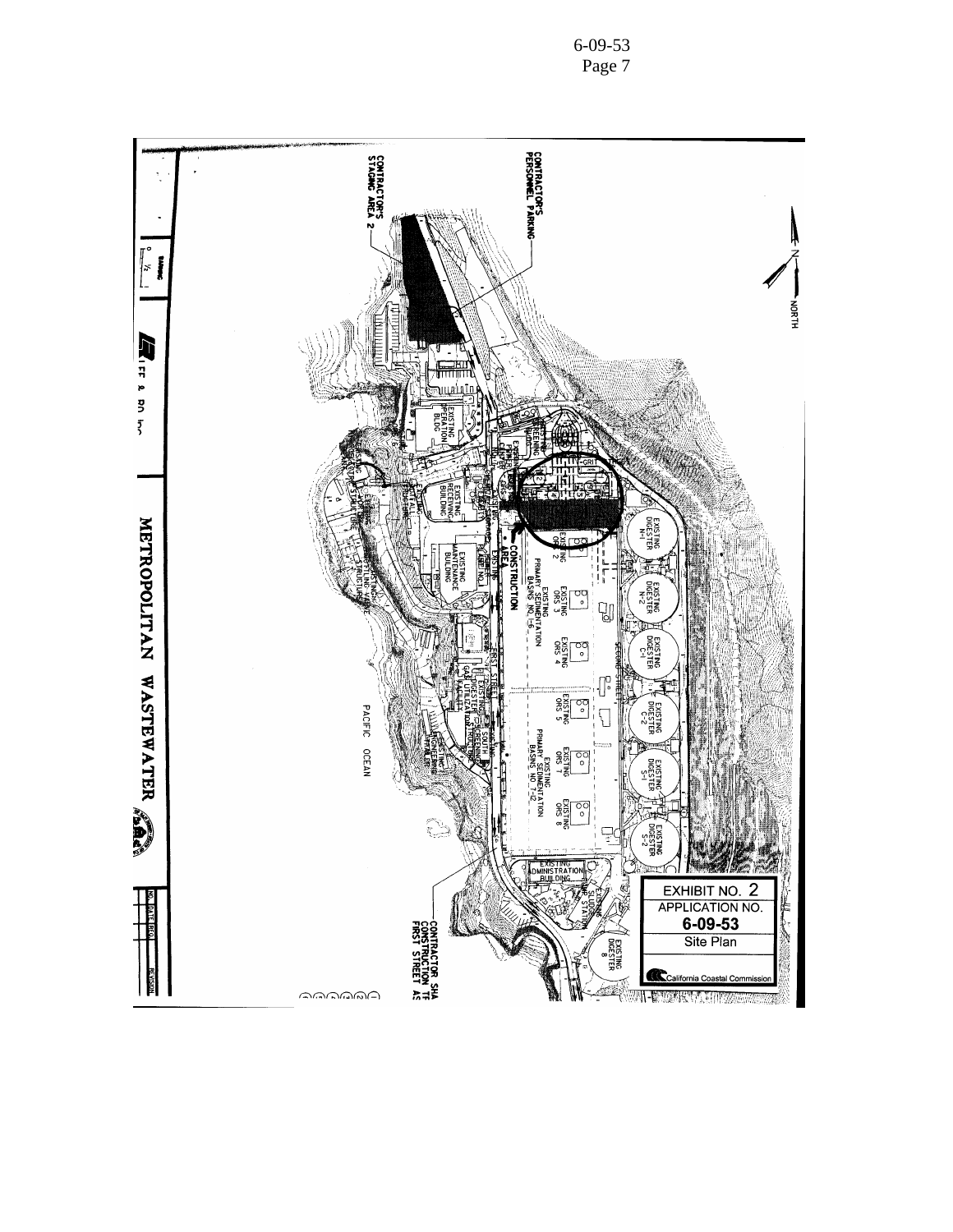EXHIBIT NO. 2

APPLICATION NO.

**6-09-53**

Site Plan

California Coastal Commission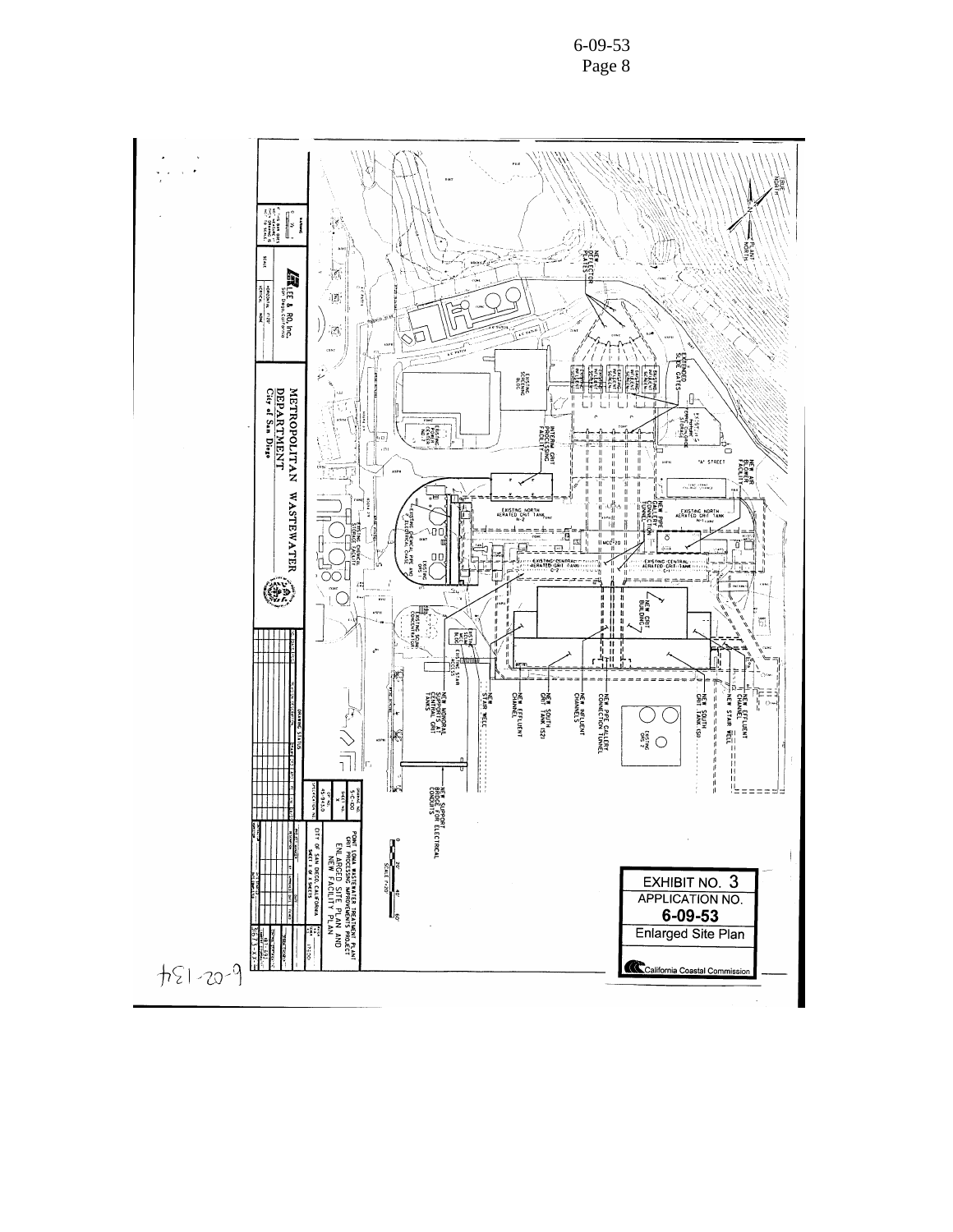EXHIBIT NO. 3

APPLICATION NO.

**6-09-53**

Enlarged Site Plan

California Coastal Commission

METROPOLITAN WASTEWATER DEPARTMENT

City of San Diego

LEE & RO, Inc.
San Diego, California

POINT LOMA WASTEWATER TREATMENT PLANT
GRIT PROCESSING IMPROVEMENTS PROJECT

ENLARGED SITE PLAN AND
NEW FACILITY PLAN

CITY OF SAN DIEGO, CALIFORNIA

6-02-134

NEW DEFLECTOR PLATES

EXTENDED SLIDE GATES

EXISTING SCREENING BLDG

INTERIM GRIT PROCESSING FACILITY

"A" STREET

NEW AIR BLOWER FACILITY

NEW PIPE GALLERY CONNECTION TUNNEL

EXISTING NORTH AERATED GRIT TANK N-2

EXISTING NORTH AERATED GRIT TANK N-1

EXISTING CENTRAL AERATED GRIT TANK C-2

EXISTING CENTRAL AERATED GRIT TANK C-1

NEW GRIT BUILDING

EXISTING SCUM CONCENTRATOR

NEW MONORAIL SUPPORTS AT CENTRAL GRIT TANKS

NEW STAR WELL

NEW EFFLUENT CHANNEL

NEW SOUTH GRIT TANK (S2)

NEW INFLUENT CHANNELS

NEW PIPE GALLERY CONNECTION TUNNEL

NEW SOUTH GRIT TANK (S1)

NEW STAR WELL

NEW EFFLUENT CHANNEL

EXISTING DPS 2

NEW SUPPORT BRIDGE FOR ELECTRICAL CONDUITS

SCALE 1"=20'

TRUE NORTH

PLANT NORTH